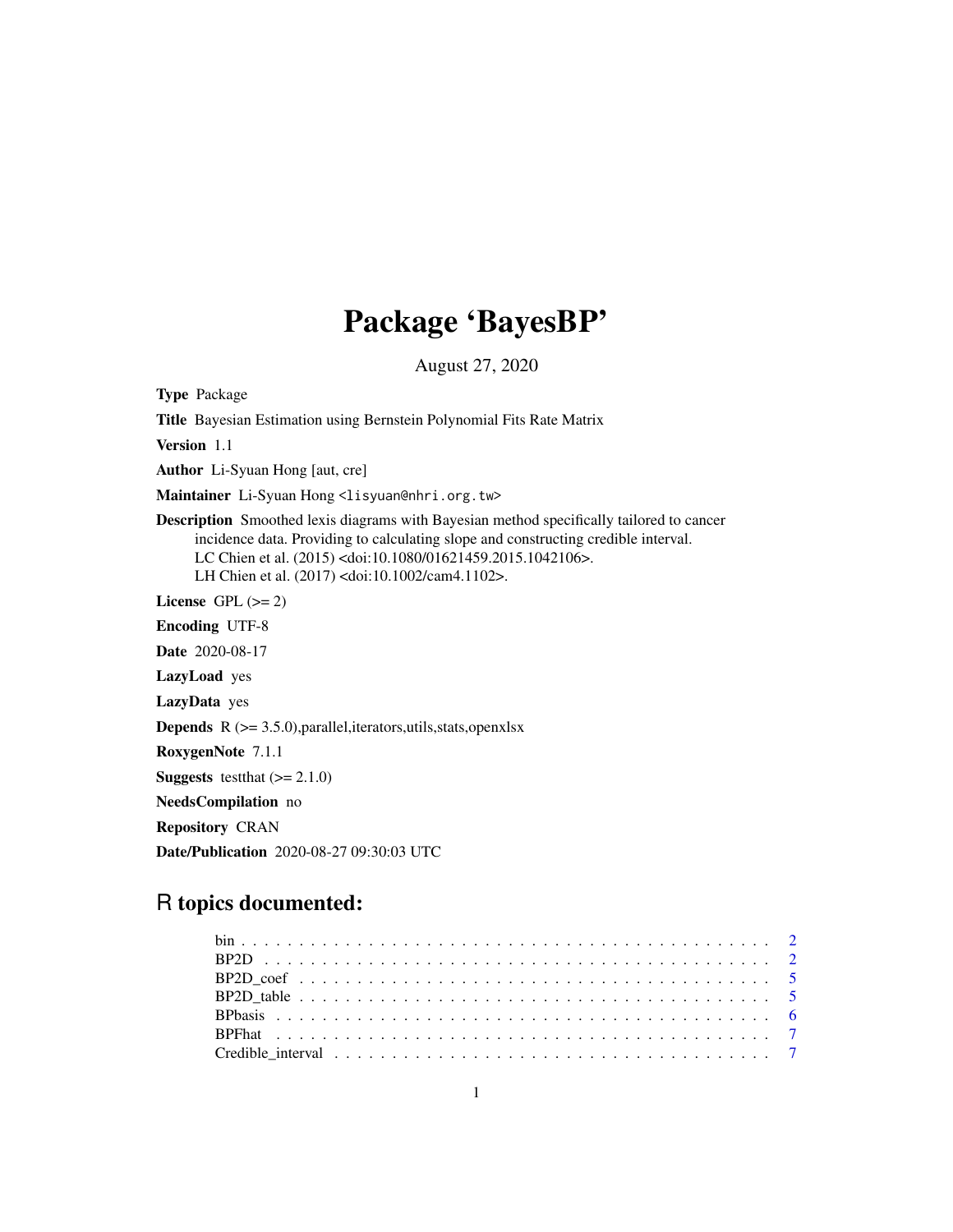# Package 'BayesBP'

August 27, 2020

**Type** Package

**Title** Bayesian Estimation using Bernstein Polynomial Fits Rate Matrix

**Version** 1.1

**Author** Li-Syuan Hong [aut, cre]

**Maintainer** Li-Syuan Hong <lisyuan@nhri.org.tw>

**Description** Smoothed lexis diagrams with Bayesian method specifically tailored to cancer incidence data. Providing to calculating slope and constructing credible interval.
LC Chien et al. (2015) <doi:10.1080/01621459.2015.1042106>.
LH Chien et al. (2017) <doi:10.1002/cam4.1102>.

**License** GPL (>= 2)

**Encoding** UTF-8

**Date** 2020-08-17

**LazyLoad** yes

**LazyData** yes

**Depends** R (>= 3.5.0),parallel,iterators,utils,stats,openxlsx

**RoxygenNote** 7.1.1

**Suggests** testthat (>= 2.1.0)

**NeedsCompilation** no

**Repository** CRAN

**Date/Publication** 2020-08-27 09:30:03 UTC

## R topics documented:

- bin . . . . . . . . . . . . . . . . . . . . . . . . . . . . . . . . . . . . . . . . . . . 2
- BP2D . . . . . . . . . . . . . . . . . . . . . . . . . . . . . . . . . . . . . . . . . . . 2
- BP2D_coef . . . . . . . . . . . . . . . . . . . . . . . . . . . . . . . . . . . . . . . . 5
- BP2D_table . . . . . . . . . . . . . . . . . . . . . . . . . . . . . . . . . . . . . . . 5
- BPbasis . . . . . . . . . . . . . . . . . . . . . . . . . . . . . . . . . . . . . . . . . 6
- BPFhat . . . . . . . . . . . . . . . . . . . . . . . . . . . . . . . . . . . . . . . . . . 7
- Credible_interval . . . . . . . . . . . . . . . . . . . . . . . . . . . . . . . . . . . . 7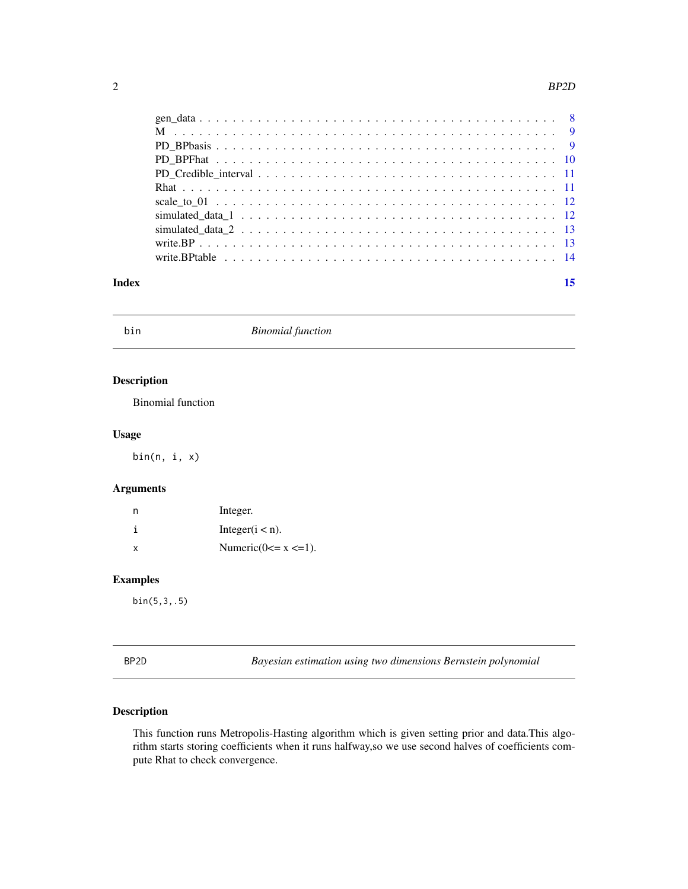gen_data . . . . . . . . . . . . . . . . . . . . . . . . . . . . . . . . . . . . . . 8
M . . . . . . . . . . . . . . . . . . . . . . . . . . . . . . . . . . . . . . . . . 9
PD_BPbasis . . . . . . . . . . . . . . . . . . . . . . . . . . . . . . . . . . . . 9
PD_BPFhat . . . . . . . . . . . . . . . . . . . . . . . . . . . . . . . . . . . . 10
PD_Credible_interval . . . . . . . . . . . . . . . . . . . . . . . . . . . . . . 11
Rhat . . . . . . . . . . . . . . . . . . . . . . . . . . . . . . . . . . . . . . . 11
scale_to_01 . . . . . . . . . . . . . . . . . . . . . . . . . . . . . . . . . . . 12
simulated_data_1 . . . . . . . . . . . . . . . . . . . . . . . . . . . . . . . . 12
simulated_data_2 . . . . . . . . . . . . . . . . . . . . . . . . . . . . . . . . 13
write.BP . . . . . . . . . . . . . . . . . . . . . . . . . . . . . . . . . . . . . 13
write.BPtable . . . . . . . . . . . . . . . . . . . . . . . . . . . . . . . . . . 14

**Index** **15**

---

## bin — *Binomial function*

### Description

Binomial function

### Usage

```
bin(n, i, x)
```

### Arguments

| | |
|---|---|
| n | Integer. |
| i | Integer(i < n). |
| x | Numeric(0<= x <=1). |

### Examples

```
bin(5,3,.5)
```

---

## BP2D — *Bayesian estimation using two dimensions Bernstein polynomial*

### Description

This function runs Metropolis-Hasting algorithm which is given setting prior and data.This algorithm starts storing coefficients when it runs halfway,so we use second halves of coefficients compute Rhat to check convergence.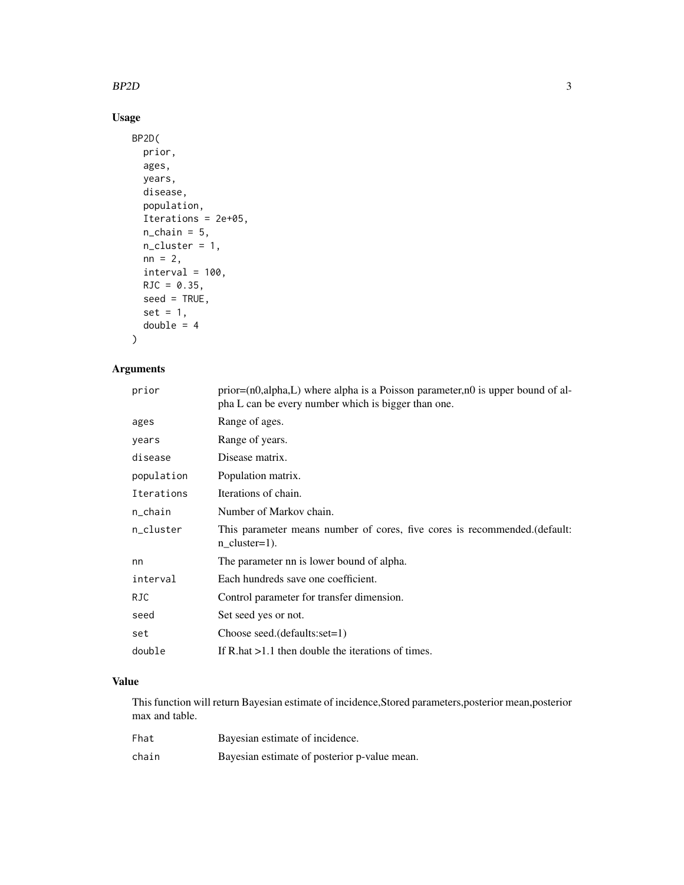## Usage

```
BP2D(
  prior,
  ages,
  years,
  disease,
  population,
  Iterations = 2e+05,
  n_chain = 5,
  n_cluster = 1,
  nn = 2,
  interval = 100,
  RJC = 0.35,
  seed = TRUE,
  set = 1,
  double = 4
)
```

## Arguments

| | |
|---|---|
| prior | prior=(n0,alpha,L) where alpha is a Poisson parameter,n0 is upper bound of alpha L can be every number which is bigger than one. |
| ages | Range of ages. |
| years | Range of years. |
| disease | Disease matrix. |
| population | Population matrix. |
| Iterations | Iterations of chain. |
| n_chain | Number of Markov chain. |
| n_cluster | This parameter means number of cores, five cores is recommended.(default: n_cluster=1). |
| nn | The parameter nn is lower bound of alpha. |
| interval | Each hundreds save one coefficient. |
| RJC | Control parameter for transfer dimension. |
| seed | Set seed yes or not. |
| set | Choose seed.(defaults:set=1) |
| double | If R.hat >1.1 then double the iterations of times. |

## Value

This function will return Bayesian estimate of incidence,Stored parameters,posterior mean,posterior max and table.

| | |
|---|---|
| Fhat | Bayesian estimate of incidence. |
| chain | Bayesian estimate of posterior p-value mean. |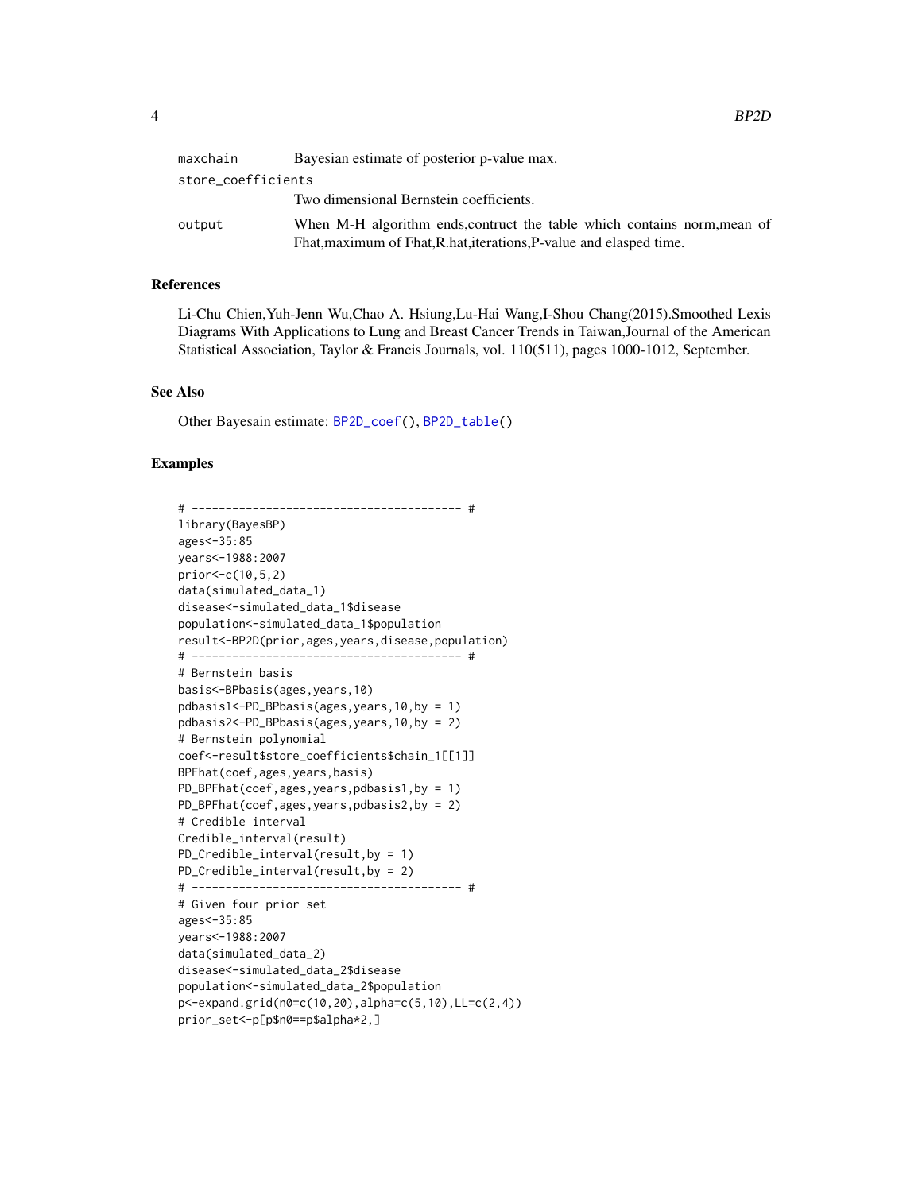| | |
|---|---|
| maxchain | Bayesian estimate of posterior p-value max. |
| store_coefficients | Two dimensional Bernstein coefficients. |
| output | When M-H algorithm ends,contruct the table which contains norm,mean of Fhat,maximum of Fhat,R.hat,iterations,P-value and elasped time. |

### References

Li-Chu Chien,Yuh-Jenn Wu,Chao A. Hsiung,Lu-Hai Wang,I-Shou Chang(2015).Smoothed Lexis Diagrams With Applications to Lung and Breast Cancer Trends in Taiwan,Journal of the American Statistical Association, Taylor & Francis Journals, vol. 110(511), pages 1000-1012, September.

### See Also

Other Bayesain estimate: BP2D_coef(), BP2D_table()

### Examples

```
# ---------------------------------------- #
library(BayesBP)
ages<-35:85
years<-1988:2007
prior<-c(10,5,2)
data(simulated_data_1)
disease<-simulated_data_1$disease
population<-simulated_data_1$population
result<-BP2D(prior,ages,years,disease,population)
# ---------------------------------------- #
# Bernstein basis
basis<-BPbasis(ages,years,10)
pdbasis1<-PD_BPbasis(ages,years,10,by = 1)
pdbasis2<-PD_BPbasis(ages,years,10,by = 2)
# Bernstein polynomial
coef<-result$store_coefficients$chain_1[[1]]
BPFhat(coef,ages,years,basis)
PD_BPFhat(coef,ages,years,pdbasis1,by = 1)
PD_BPFhat(coef,ages,years,pdbasis2,by = 2)
# Credible interval
Credible_interval(result)
PD_Credible_interval(result,by = 1)
PD_Credible_interval(result,by = 2)
# ---------------------------------------- #
# Given four prior set
ages<-35:85
years<-1988:2007
data(simulated_data_2)
disease<-simulated_data_2$disease
population<-simulated_data_2$population
p<-expand.grid(n0=c(10,20),alpha=c(5,10),LL=c(2,4))
prior_set<-p[p$n0==p$alpha*2,]
```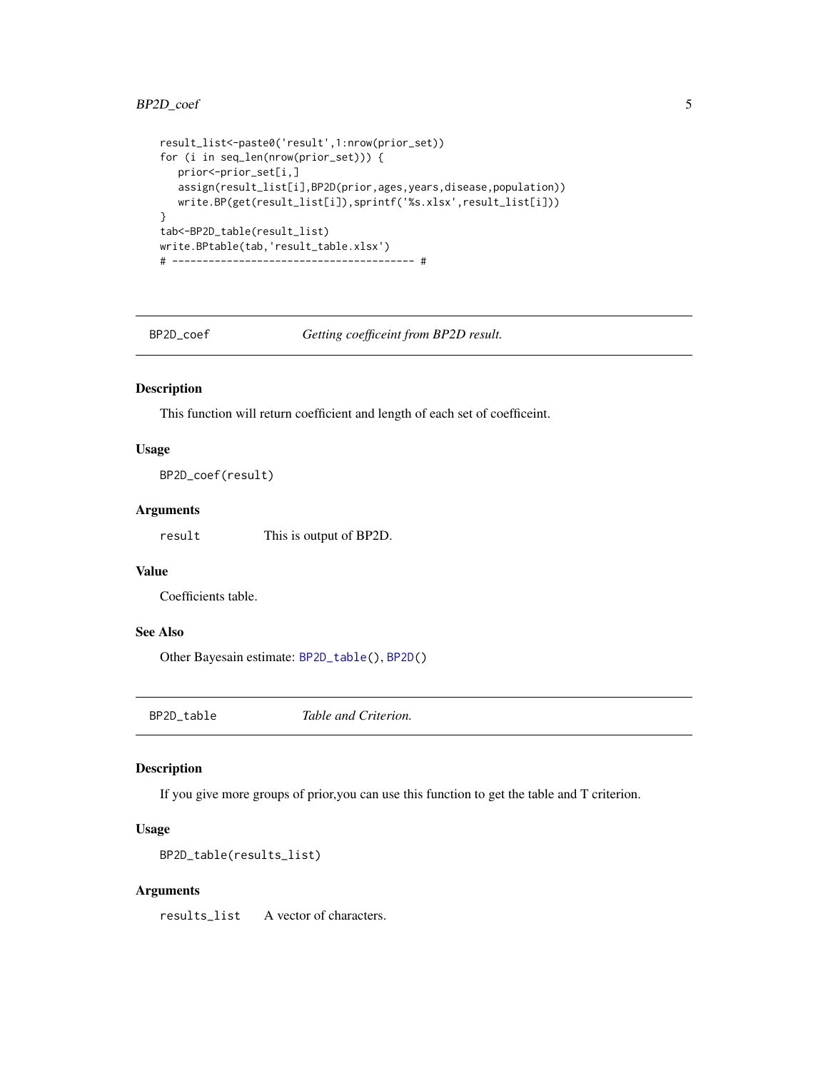```
result_list<-paste0('result',1:nrow(prior_set))
for (i in seq_len(nrow(prior_set))) {
   prior<-prior_set[i,]
   assign(result_list[i],BP2D(prior,ages,years,disease,population))
   write.BP(get(result_list[i]),sprintf('%s.xlsx',result_list[i]))
}
tab<-BP2D_table(result_list)
write.BPtable(tab,'result_table.xlsx')
# --------------------------------------- #
```

---

## BP2D_coef — *Getting coefficeint from BP2D result.*

### Description

This function will return coefficient and length of each set of coefficeint.

### Usage

```
BP2D_coef(result)
```

### Arguments

| | |
|---|---|
| `result` | This is output of BP2D. |

### Value

Coefficients table.

### See Also

Other Bayesain estimate: `BP2D_table()`, `BP2D()`

---

## BP2D_table — *Table and Criterion.*

### Description

If you give more groups of prior,you can use this function to get the table and T criterion.

### Usage

```
BP2D_table(results_list)
```

### Arguments

| | |
|---|---|
| `results_list` | A vector of characters. |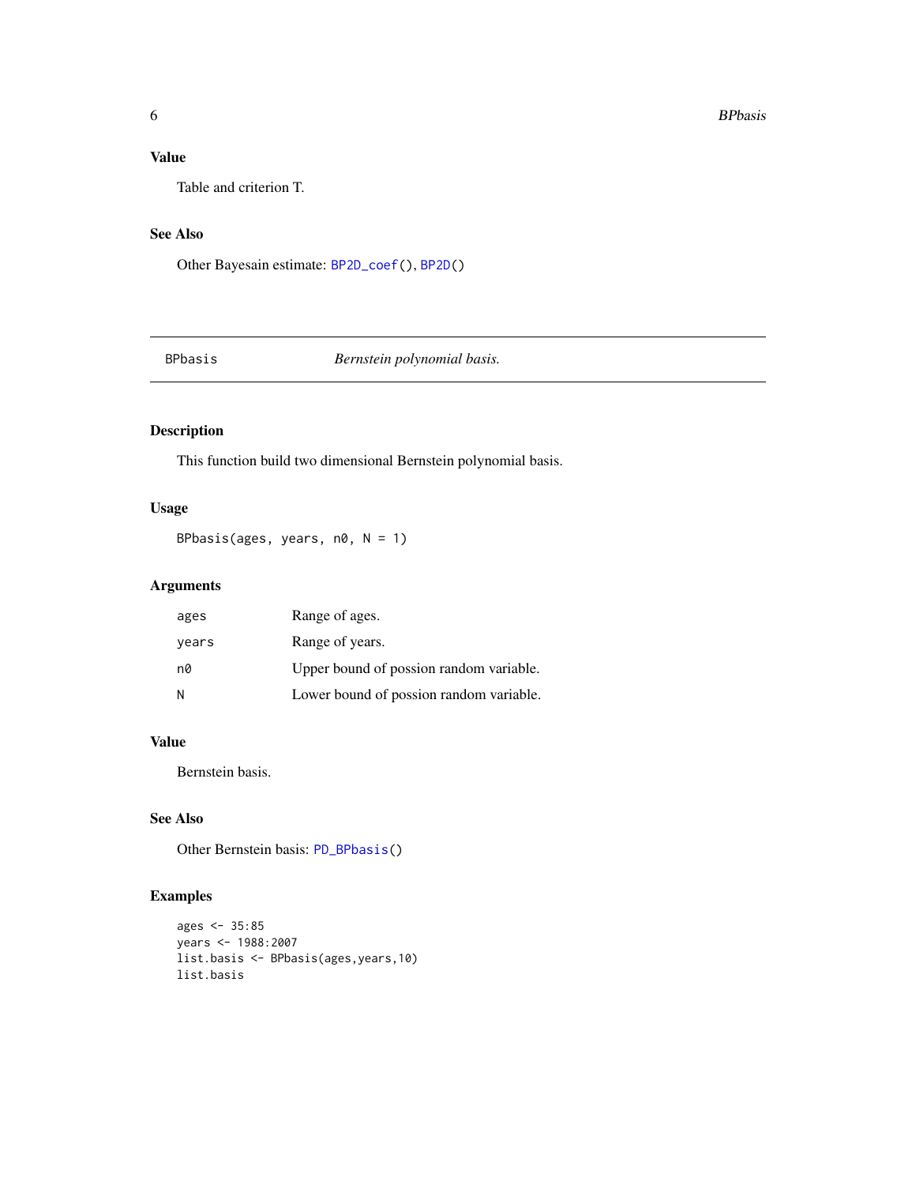## Value

Table and criterion T.

## See Also

Other Bayesain estimate: `BP2D_coef()`, `BP2D()`

---

`BPbasis` *Bernstein polynomial basis.*

---

## Description

This function build two dimensional Bernstein polynomial basis.

## Usage

```
BPbasis(ages, years, n0, N = 1)
```

## Arguments

| | |
|---|---|
| `ages` | Range of ages. |
| `years` | Range of years. |
| `n0` | Upper bound of possion random variable. |
| `N` | Lower bound of possion random variable. |

## Value

Bernstein basis.

## See Also

Other Bernstein basis: `PD_BPbasis()`

## Examples

```
ages <- 35:85
years <- 1988:2007
list.basis <- BPbasis(ages,years,10)
list.basis
```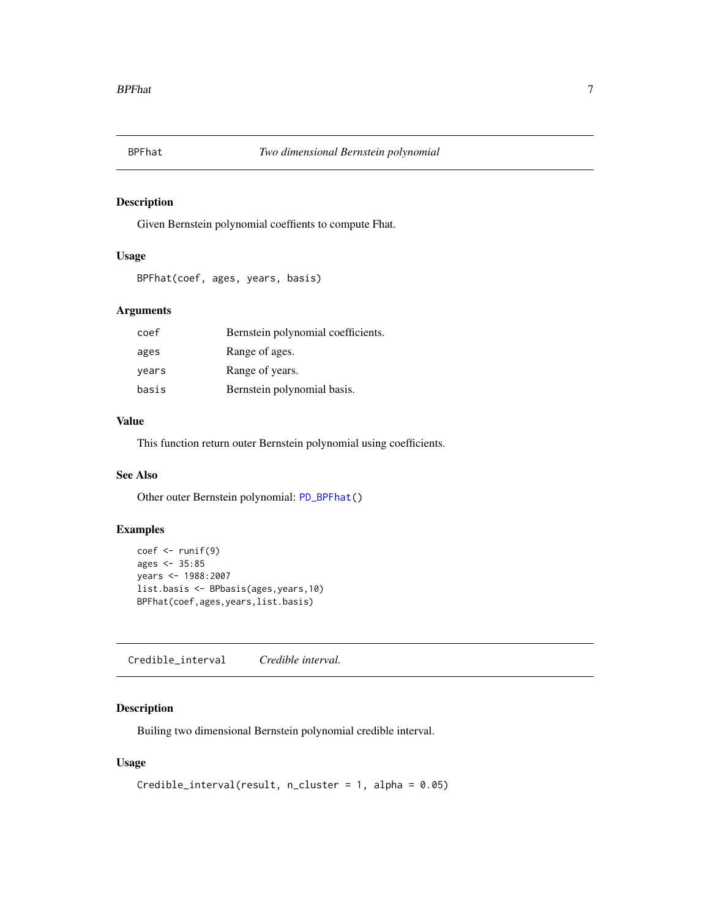## BPFhat *Two dimensional Bernstein polynomial*

### Description

Given Bernstein polynomial coeffients to compute Fhat.

### Usage

```
BPFhat(coef, ages, years, basis)
```

### Arguments

| | |
|---|---|
| coef | Bernstein polynomial coefficients. |
| ages | Range of ages. |
| years | Range of years. |
| basis | Bernstein polynomial basis. |

### Value

This function return outer Bernstein polynomial using coefficients.

### See Also

Other outer Bernstein polynomial: `PD_BPFhat()`

### Examples

```
coef <- runif(9)
ages <- 35:85
years <- 1988:2007
list.basis <- BPbasis(ages,years,10)
BPFhat(coef,ages,years,list.basis)
```

## Credible_interval *Credible interval.*

### Description

Builing two dimensional Bernstein polynomial credible interval.

### Usage

```
Credible_interval(result, n_cluster = 1, alpha = 0.05)
```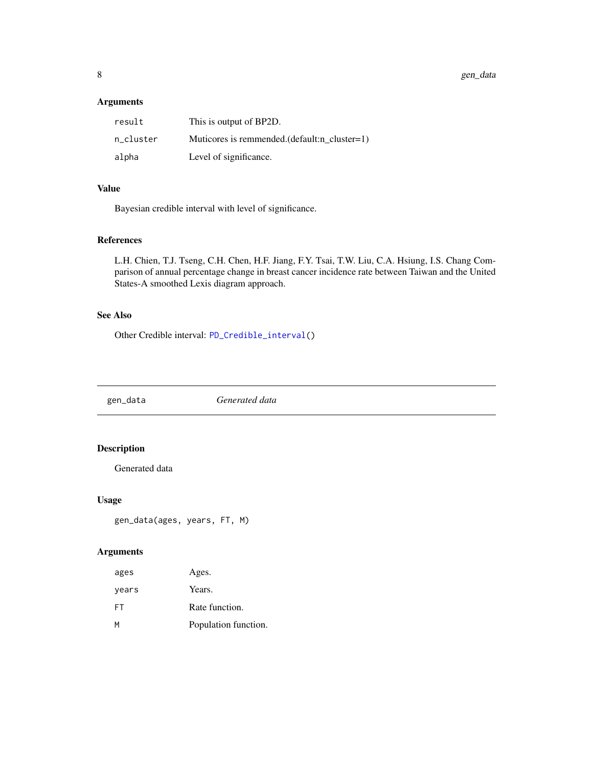### Arguments

| | |
|---|---|
| `result` | This is output of BP2D. |
| `n_cluster` | Muticores is remmended.(default:n_cluster=1) |
| `alpha` | Level of significance. |

### Value

Bayesian credible interval with level of significance.

### References

L.H. Chien, T.J. Tseng, C.H. Chen, H.F. Jiang, F.Y. Tsai, T.W. Liu, C.A. Hsiung, I.S. Chang Comparison of annual percentage change in breast cancer incidence rate between Taiwan and the United States-A smoothed Lexis diagram approach.

### See Also

Other Credible interval: `PD_Credible_interval()`

---

## `gen_data` *Generated data*

---

### Description

Generated data

### Usage

```
gen_data(ages, years, FT, M)
```

### Arguments

| | |
|---|---|
| `ages` | Ages. |
| `years` | Years. |
| `FT` | Rate function. |
| `M` | Population function. |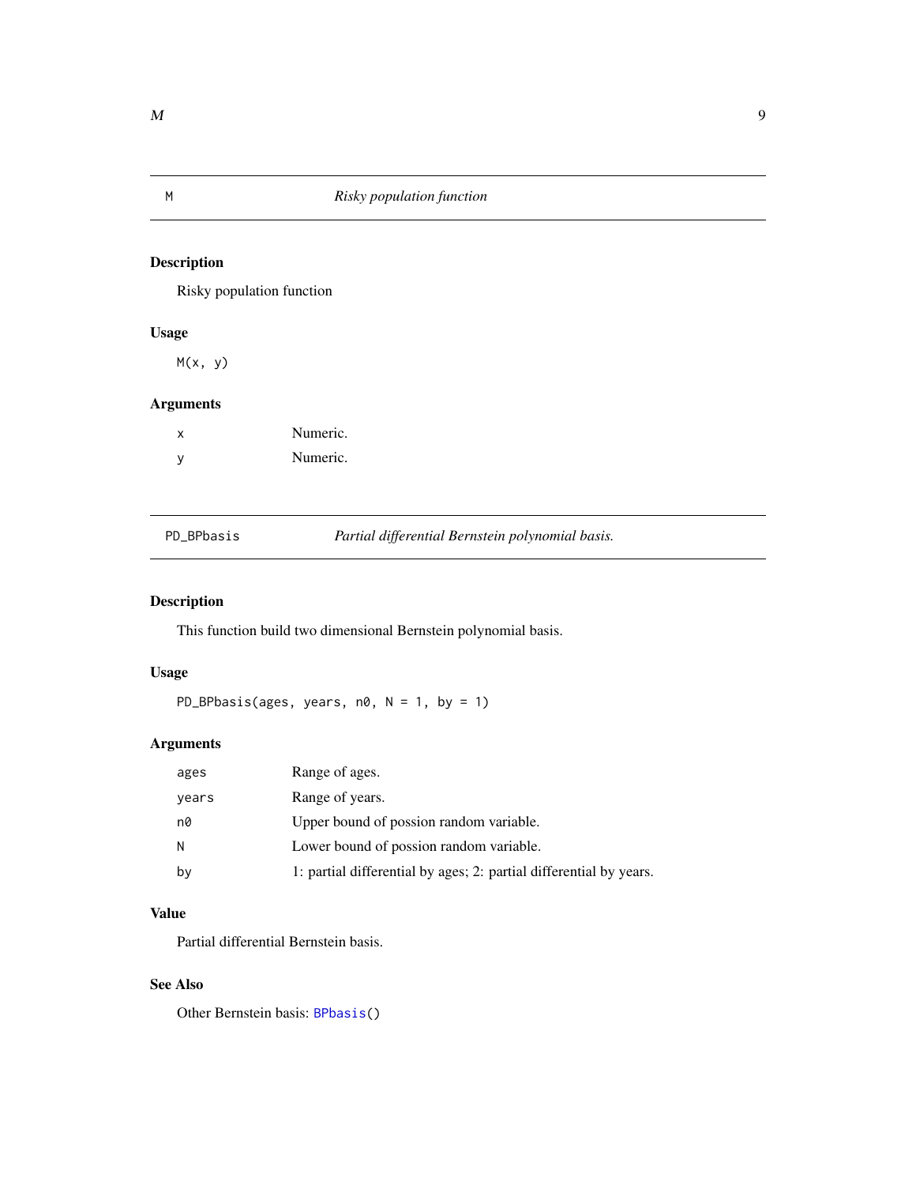## M — *Risky population function*

### Description

Risky population function

### Usage

```
M(x, y)
```

### Arguments

| | |
|---|---|
| x | Numeric. |
| y | Numeric. |

## PD_BPbasis — *Partial differential Bernstein polynomial basis.*

### Description

This function build two dimensional Bernstein polynomial basis.

### Usage

```
PD_BPbasis(ages, years, n0, N = 1, by = 1)
```

### Arguments

| | |
|---|---|
| ages | Range of ages. |
| years | Range of years. |
| n0 | Upper bound of possion random variable. |
| N | Lower bound of possion random variable. |
| by | 1: partial differential by ages; 2: partial differential by years. |

### Value

Partial differential Bernstein basis.

### See Also

Other Bernstein basis: BPbasis()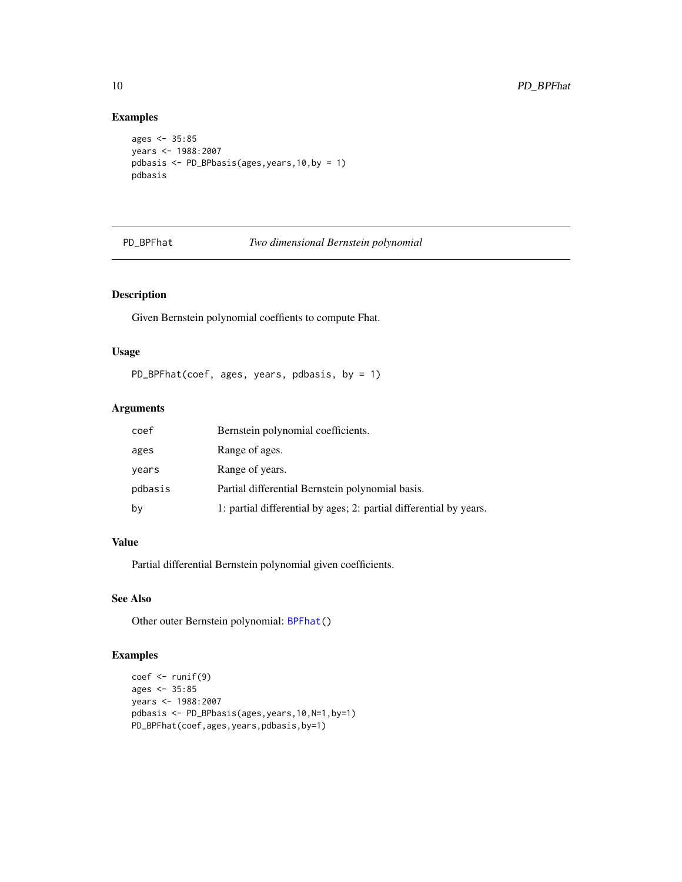### Examples

```
ages <- 35:85
years <- 1988:2007
pdbasis <- PD_BPbasis(ages,years,10,by = 1)
pdbasis
```

---

## PD_BPFhat *Two dimensional Bernstein polynomial*

---

### Description

Given Bernstein polynomial coeffients to compute Fhat.

### Usage

```
PD_BPFhat(coef, ages, years, pdbasis, by = 1)
```

### Arguments

| | |
|---|---|
| coef | Bernstein polynomial coefficients. |
| ages | Range of ages. |
| years | Range of years. |
| pdbasis | Partial differential Bernstein polynomial basis. |
| by | 1: partial differential by ages; 2: partial differential by years. |

### Value

Partial differential Bernstein polynomial given coefficients.

### See Also

Other outer Bernstein polynomial: BPFhat()

### Examples

```
coef <- runif(9)
ages <- 35:85
years <- 1988:2007
pdbasis <- PD_BPbasis(ages,years,10,N=1,by=1)
PD_BPFhat(coef,ages,years,pdbasis,by=1)
```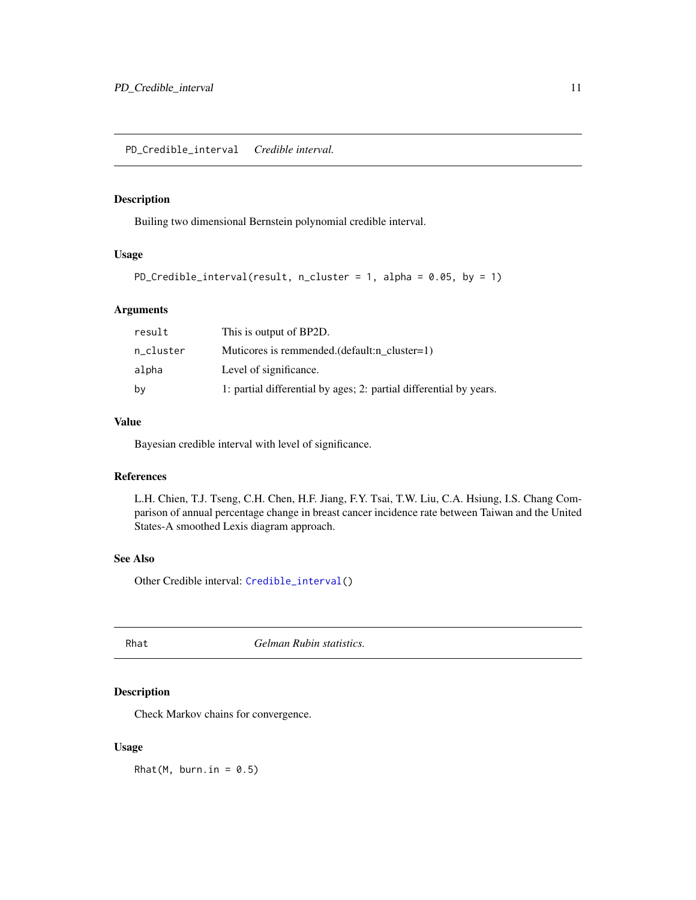## PD_Credible_interval    *Credible interval.*

### Description

Builing two dimensional Bernstein polynomial credible interval.

### Usage

```
PD_Credible_interval(result, n_cluster = 1, alpha = 0.05, by = 1)
```

### Arguments

| | |
|---|---|
| result | This is output of BP2D. |
| n_cluster | Muticores is remmended.(default:n_cluster=1) |
| alpha | Level of significance. |
| by | 1: partial differential by ages; 2: partial differential by years. |

### Value

Bayesian credible interval with level of significance.

### References

L.H. Chien, T.J. Tseng, C.H. Chen, H.F. Jiang, F.Y. Tsai, T.W. Liu, C.A. Hsiung, I.S. Chang Comparison of annual percentage change in breast cancer incidence rate between Taiwan and the United States-A smoothed Lexis diagram approach.

### See Also

Other Credible interval: `Credible_interval()`

## Rhat    *Gelman Rubin statistics.*

### Description

Check Markov chains for convergence.

### Usage

```
Rhat(M, burn.in = 0.5)
```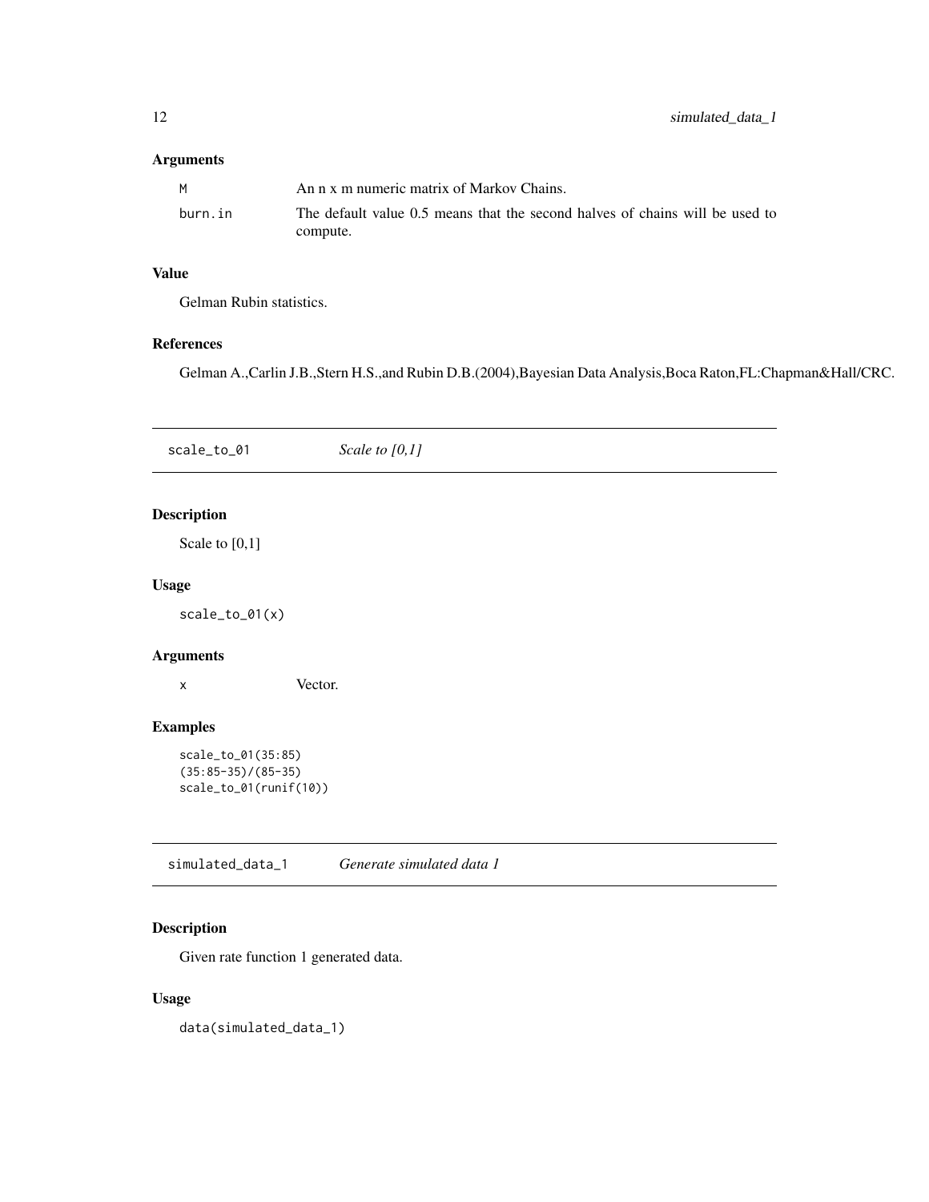### Arguments

| | |
|---|---|
| M | An n x m numeric matrix of Markov Chains. |
| burn.in | The default value 0.5 means that the second halves of chains will be used to compute. |

### Value

Gelman Rubin statistics.

### References

Gelman A.,Carlin J.B.,Stern H.S.,and Rubin D.B.(2004),Bayesian Data Analysis,Boca Raton,FL:Chapman&Hall/CRC.

## scale_to_01 *Scale to [0,1]*

### Description

Scale to [0,1]

### Usage

```
scale_to_01(x)
```

### Arguments

| | |
|---|---|
| x | Vector. |

### Examples

```
scale_to_01(35:85)
(35:85-35)/(85-35)
scale_to_01(runif(10))
```

## simulated_data_1 *Generate simulated data 1*

### Description

Given rate function 1 generated data.

### Usage

```
data(simulated_data_1)
```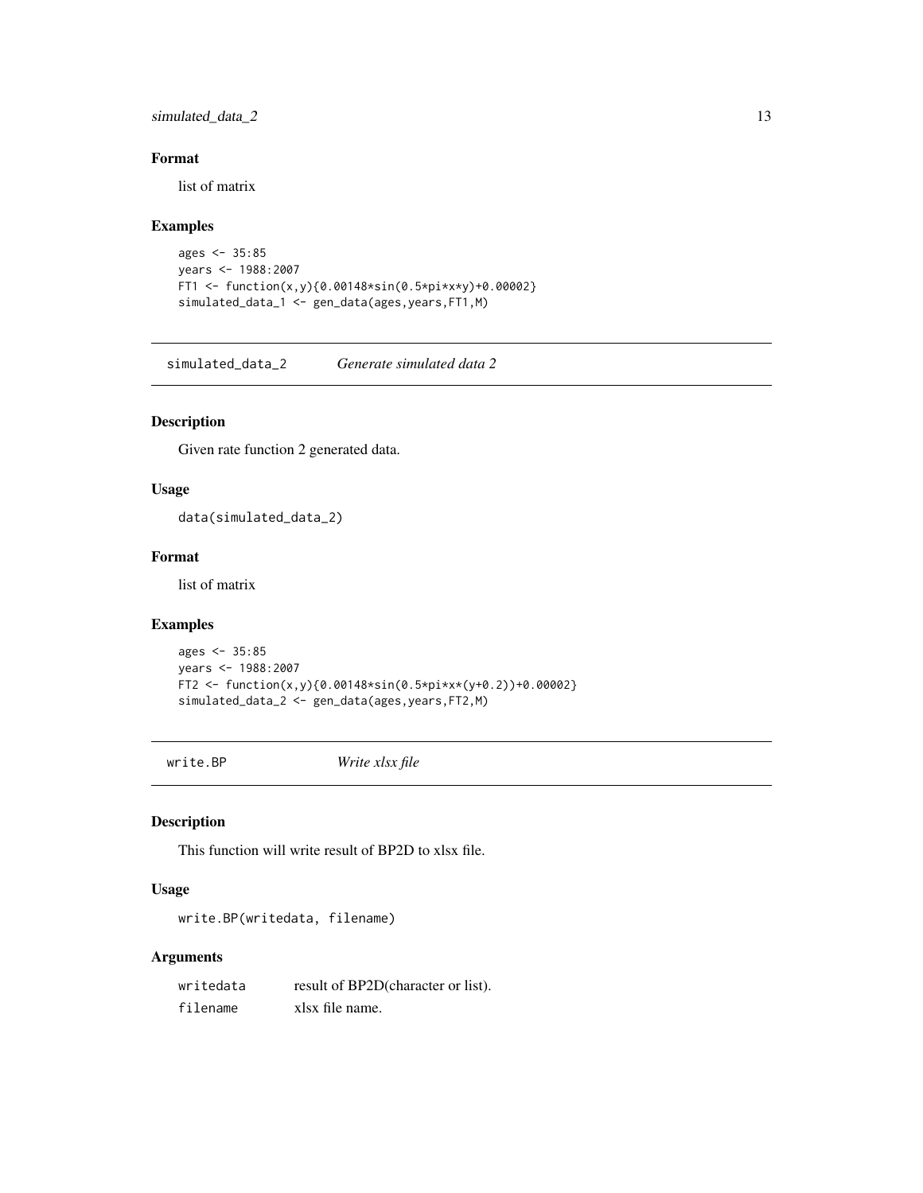### Format

list of matrix

### Examples

```
ages <- 35:85
years <- 1988:2007
FT1 <- function(x,y){0.00148*sin(0.5*pi*x*y)+0.00002}
simulated_data_1 <- gen_data(ages,years,FT1,M)
```

---

## simulated_data_2 *Generate simulated data 2*

### Description

Given rate function 2 generated data.

### Usage

```
data(simulated_data_2)
```

### Format

list of matrix

### Examples

```
ages <- 35:85
years <- 1988:2007
FT2 <- function(x,y){0.00148*sin(0.5*pi*x*(y+0.2))+0.00002}
simulated_data_2 <- gen_data(ages,years,FT2,M)
```

---

## write.BP *Write xlsx file*

### Description

This function will write result of BP2D to xlsx file.

### Usage

```
write.BP(writedata, filename)
```

### Arguments

| | |
|---|---|
| writedata | result of BP2D(character or list). |
| filename | xlsx file name. |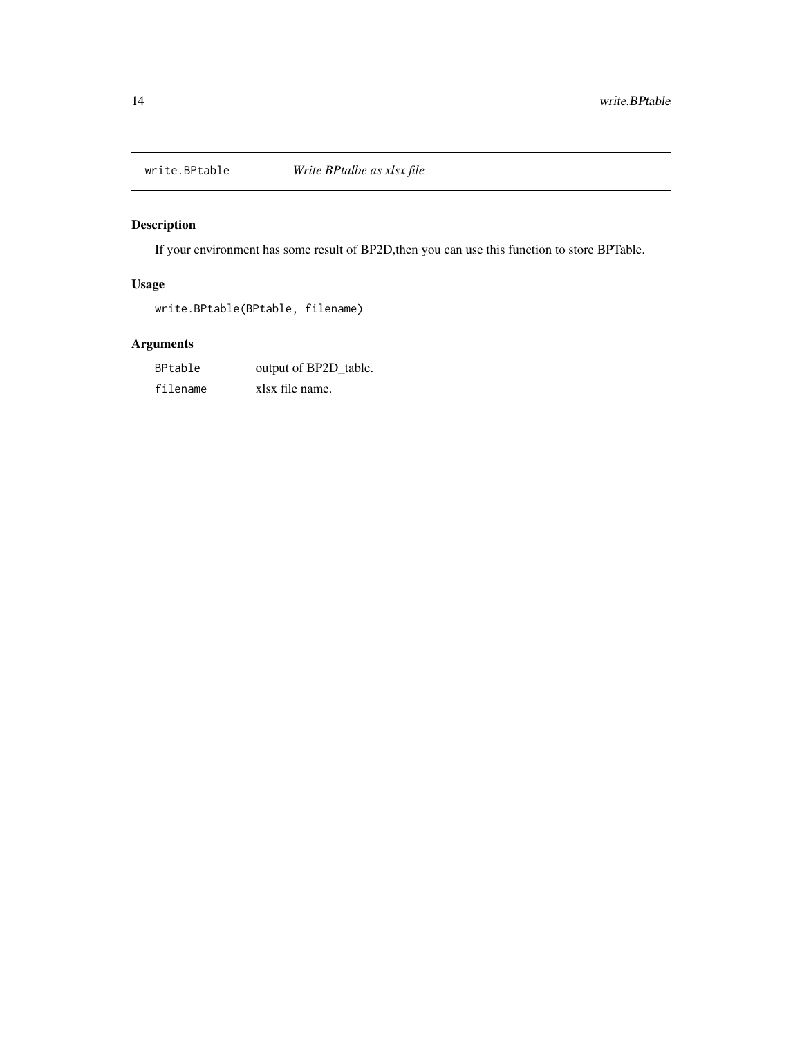## write.BPtable    *Write BPtalbe as xlsx file*

### Description

If your environment has some result of BP2D,then you can use this function to store BPTable.

### Usage

```
write.BPtable(BPtable, filename)
```

### Arguments

| | |
|---|---|
| BPtable | output of BP2D_table. |
| filename | xlsx file name. |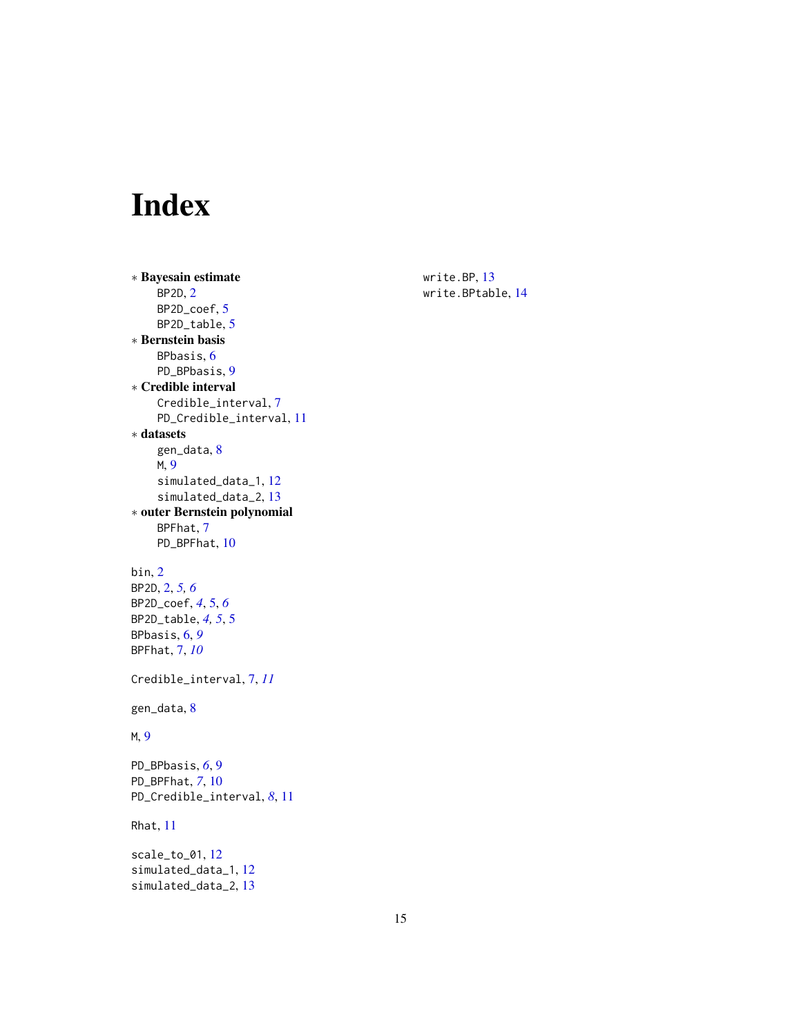# Index

* **Bayesain estimate**
    - BP2D, 2
    - BP2D_coef, 5
    - BP2D_table, 5
* **Bernstein basis**
    - BPbasis, 6
    - PD_BPbasis, 9
* **Credible interval**
    - Credible_interval, 7
    - PD_Credible_interval, 11
* **datasets**
    - gen_data, 8
    - M, 9
    - simulated_data_1, 12
    - simulated_data_2, 13
* **outer Bernstein polynomial**
    - BPFhat, 7
    - PD_BPFhat, 10

bin, 2
BP2D, 2, *5, 6*
BP2D_coef, *4*, 5, *6*
BP2D_table, *4, 5*, 5
BPbasis, 6, *9*
BPFhat, 7, *10*

Credible_interval, 7, *11*

gen_data, 8

M, 9

PD_BPbasis, *6*, 9
PD_BPFhat, *7*, 10
PD_Credible_interval, *8*, 11

Rhat, 11

scale_to_01, 12
simulated_data_1, 12
simulated_data_2, 13

write.BP, 13
write.BPtable, 14